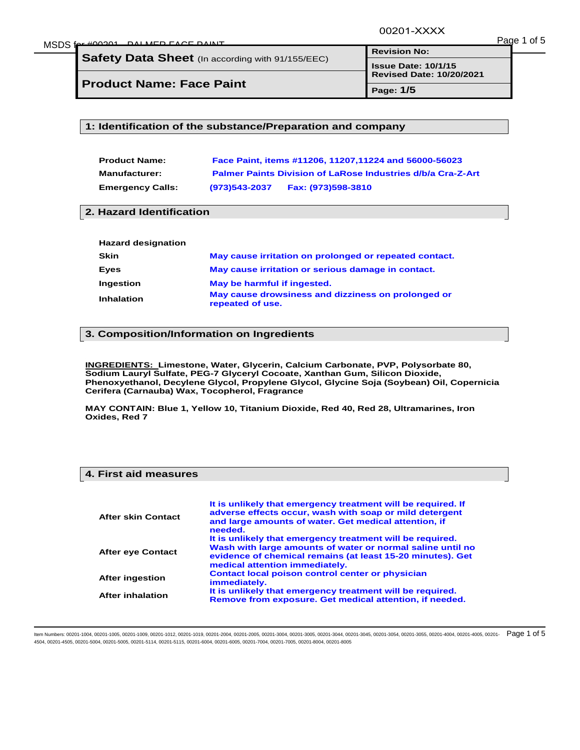# Safety Data Sheet (In according with 91/155/EEC)

**Product Name: Face Paint**

| Revision No: | |
|---|---|
| Issue Date: 10/1/15 | Revised Date: 10/20/2021 |
| Page: 1/5 | |

## 1: Identification of the substance/Preparation and company

| | |
|---|---|
| **Product Name:** | **Face Paint, items #11206, 11207,11224 and 56000-56023** |
| **Manufacturer:** | **Palmer Paints Division of LaRose Industries d/b/a Cra-Z-Art** |
| **Emergency Calls:** | **(973)543-2037 Fax: (973)598-3810** |

## 2. Hazard Identification

**Hazard designation**

| | |
|---|---|
| **Skin** | **May cause irritation on prolonged or repeated contact.** |
| **Eyes** | **May cause irritation or serious damage in contact.** |
| **Ingestion** | **May be harmful if ingested.** |
| **Inhalation** | **May cause drowsiness and dizziness on prolonged or repeated of use.** |

## 3. Composition/Information on Ingredients

**INGREDIENTS: Limestone, Water, Glycerin, Calcium Carbonate, PVP, Polysorbate 80, Sodium Lauryl Sulfate, PEG-7 Glyceryl Cocoate, Xanthan Gum, Silicon Dioxide, Phenoxyethanol, Decylene Glycol, Propylene Glycol, Glycine Soja (Soybean) Oil, Copernicia Cerifera (Carnauba) Wax, Tocopherol, Fragrance**

**MAY CONTAIN: Blue 1, Yellow 10, Titanium Dioxide, Red 40, Red 28, Ultramarines, Iron Oxides, Red 7**

## 4. First aid measures

| | |
|---|---|
| **After skin Contact** | **It is unlikely that emergency treatment will be required. If adverse effects occur, wash with soap or mild detergent and large amounts of water. Get medical attention, if needed.** |
| **After eye Contact** | **It is unlikely that emergency treatment will be required. Wash with large amounts of water or normal saline until no evidence of chemical remains (at least 15-20 minutes). Get medical attention immediately.** |
| **After ingestion** | **Contact local poison control center or physician immediately.** |
| **After inhalation** | **It is unlikely that emergency treatment will be required. Remove from exposure. Get medical attention, if needed.** |

Item Numbers: 00201-1004, 00201-1005, 00201-1009, 00201-1012, 00201-1019, 00201-2004, 00201-2005, 00201-3004, 00201-3005, 00201-3044, 00201-3045, 00201-3054, 00201-3055, 00201-4004, 00201-4005, 00201-4504, 00201-4505, 00201-5004, 00201-5005, 00201-5114, 00201-5115, 00201-6004, 00201-6005, 00201-7004, 00201-7005, 00201-8004, 00201-8005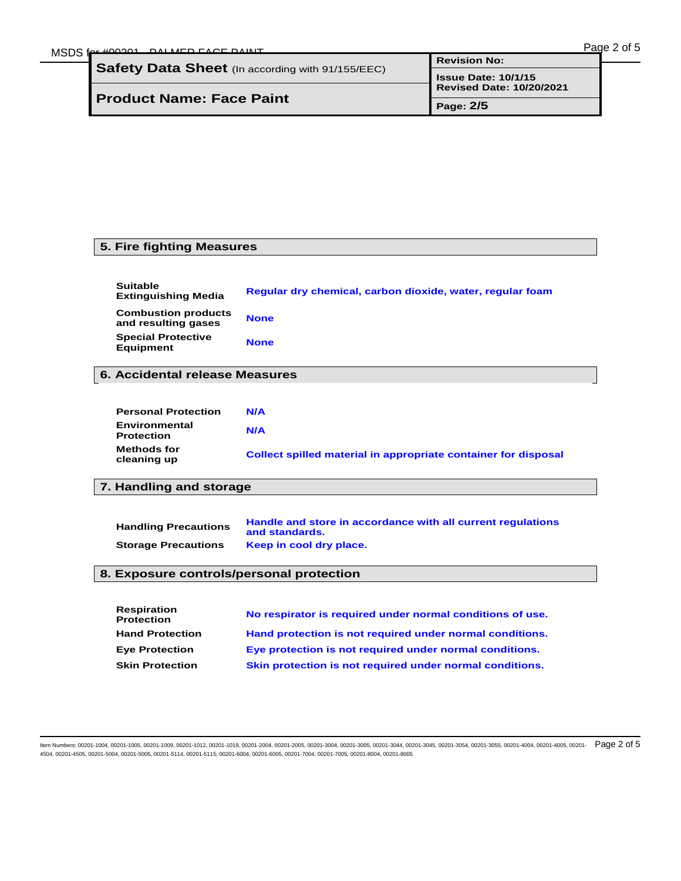| Safety Data Sheet (In according with 91/155/EEC) | Revision No: |
| --- | --- |
| | Issue Date: 10/1/15<br>Revised Date: 10/20/2021 |
| Product Name: Face Paint | Page: 2/5 |

## 5. Fire fighting Measures

| | |
| --- | --- |
| **Suitable Extinguishing Media** | Regular dry chemical, carbon dioxide, water, regular foam |
| **Combustion products and resulting gases** | None |
| **Special Protective Equipment** | None |

## 6. Accidental release Measures

| | |
| --- | --- |
| **Personal Protection** | N/A |
| **Environmental Protection** | N/A |
| **Methods for cleaning up** | Collect spilled material in appropriate container for disposal |

## 7. Handling and storage

| | |
| --- | --- |
| **Handling Precautions** | Handle and store in accordance with all current regulations and standards. |
| **Storage Precautions** | Keep in cool dry place. |

## 8. Exposure controls/personal protection

| | |
| --- | --- |
| **Respiration Protection** | No respirator is required under normal conditions of use. |
| **Hand Protection** | Hand protection is not required under normal conditions. |
| **Eye Protection** | Eye protection is not required under normal conditions. |
| **Skin Protection** | Skin protection is not required under normal conditions. |

Item Numbers: 00201-1004, 00201-1005, 00201-1009, 00201-1012, 00201-1019, 00201-2004, 00201-2005, 00201-3004, 00201-3005, 00201-3044, 00201-3045, 00201-3054, 00201-3055, 00201-4004, 00201-4005, 00201-4504, 00201-4505, 00201-5004, 00201-5005, 00201-5114, 00201-5115, 00201-6004, 00201-6005, 00201-7004, 00201-7005, 00201-8004, 00201-8005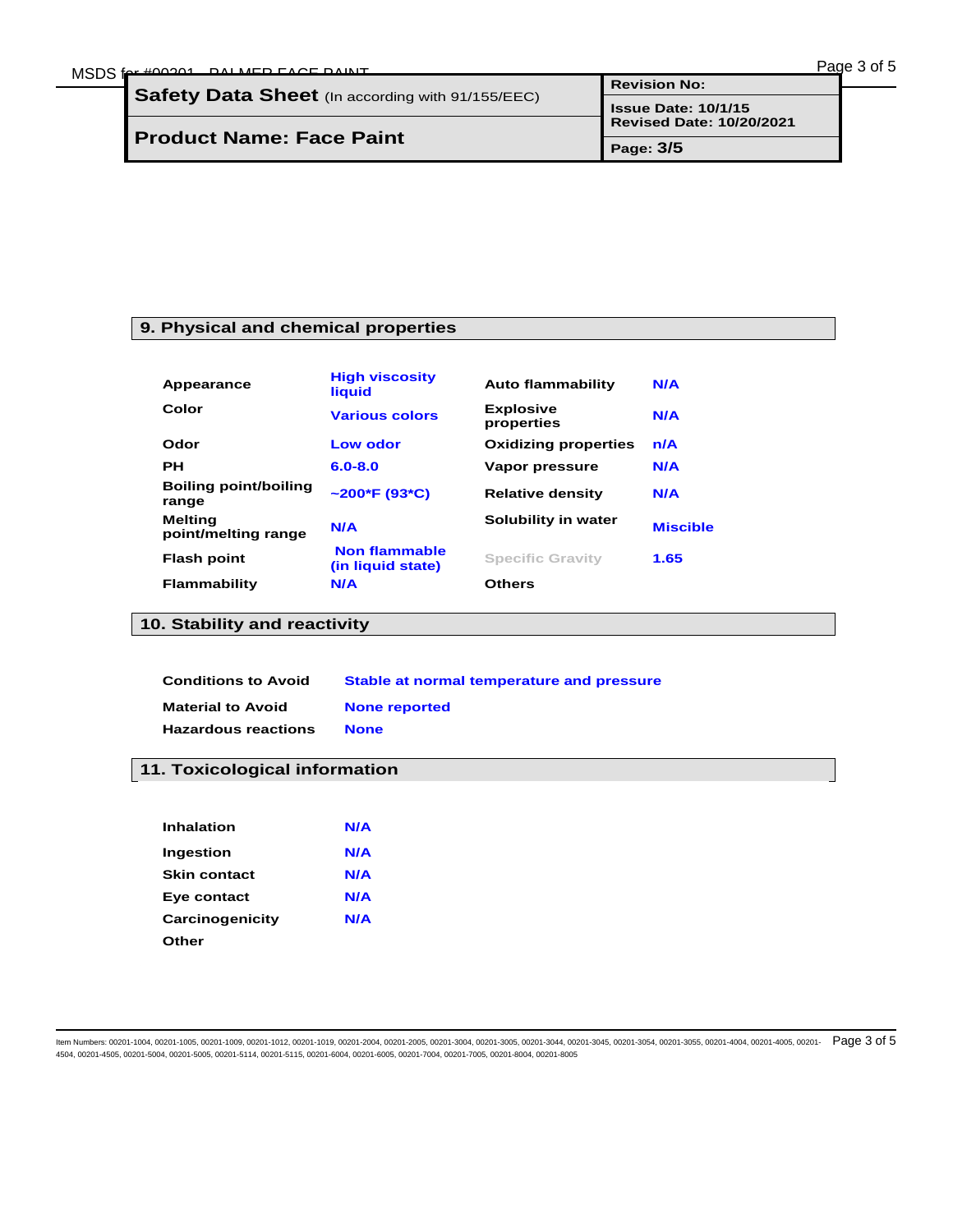| Safety Data Sheet (In according with 91/155/EEC) | Revision No: |
| --- | --- |
| | Issue Date: 10/1/15<br>Revised Date: 10/20/2021 |
| Product Name: Face Paint | Page: 3/5 |

## 9. Physical and chemical properties

| | | | |
| --- | --- | --- | --- |
| Appearance | High viscosity liquid | Auto flammability | N/A |
| Color | Various colors | Explosive properties | N/A |
| Odor | Low odor | Oxidizing properties | n/A |
| PH | 6.0-8.0 | Vapor pressure | N/A |
| Boiling point/boiling range | ~200*F (93*C) | Relative density | N/A |
| Melting point/melting range | N/A | Solubility in water | Miscible |
| Flash point | Non flammable (in liquid state) | Specific Gravity | 1.65 |
| Flammability | N/A | Others | |

## 10. Stability and reactivity

| | |
| --- | --- |
| Conditions to Avoid | Stable at normal temperature and pressure |
| Material to Avoid | None reported |
| Hazardous reactions | None |

## 11. Toxicological information

| | |
| --- | --- |
| Inhalation | N/A |
| Ingestion | N/A |
| Skin contact | N/A |
| Eye contact | N/A |
| Carcinogenicity | N/A |
| Other | |

Item Numbers: 00201-1004, 00201-1005, 00201-1009, 00201-1012, 00201-1019, 00201-2004, 00201-2005, 00201-3004, 00201-3005, 00201-3044, 00201-3045, 00201-3054, 00201-3055, 00201-4004, 00201-4005, 00201-4504, 00201-4505, 00201-5004, 00201-5005, 00201-5114, 00201-5115, 00201-6004, 00201-6005, 00201-7004, 00201-7005, 00201-8004, 00201-8005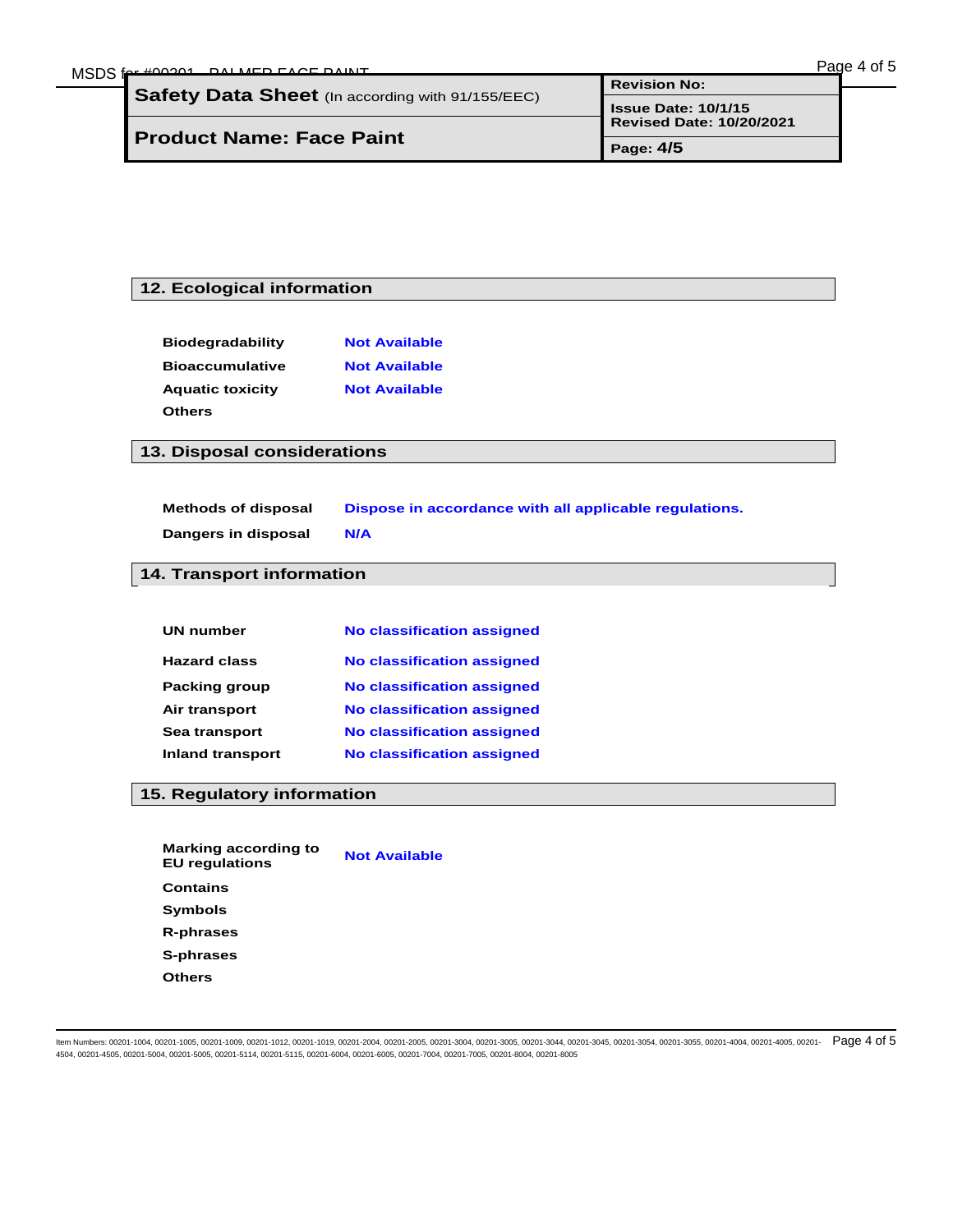## 12. Ecological information

| | |
|---|---|
| **Biodegradability** | Not Available |
| **Bioaccumulative** | Not Available |
| **Aquatic toxicity** | Not Available |
| **Others** | |

## 13. Disposal considerations

| | |
|---|---|
| **Methods of disposal** | Dispose in accordance with all applicable regulations. |
| **Dangers in disposal** | N/A |

## 14. Transport information

| | |
|---|---|
| **UN number** | No classification assigned |
| **Hazard class** | No classification assigned |
| **Packing group** | No classification assigned |
| **Air transport** | No classification assigned |
| **Sea transport** | No classification assigned |
| **Inland transport** | No classification assigned |

## 15. Regulatory information

| | |
|---|---|
| **Marking according to EU regulations** | Not Available |
| **Contains** | |
| **Symbols** | |
| **R-phrases** | |
| **S-phrases** | |
| **Others** | |

Item Numbers: 00201-1004, 00201-1005, 00201-1009, 00201-1012, 00201-1019, 00201-2004, 00201-2005, 00201-3004, 00201-3005, 00201-3044, 00201-3045, 00201-3054, 00201-3055, 00201-4004, 00201-4005, 00201-4504, 00201-4505, 00201-5004, 00201-5005, 00201-5114, 00201-5115, 00201-6004, 00201-6005, 00201-7004, 00201-7005, 00201-8004, 00201-8005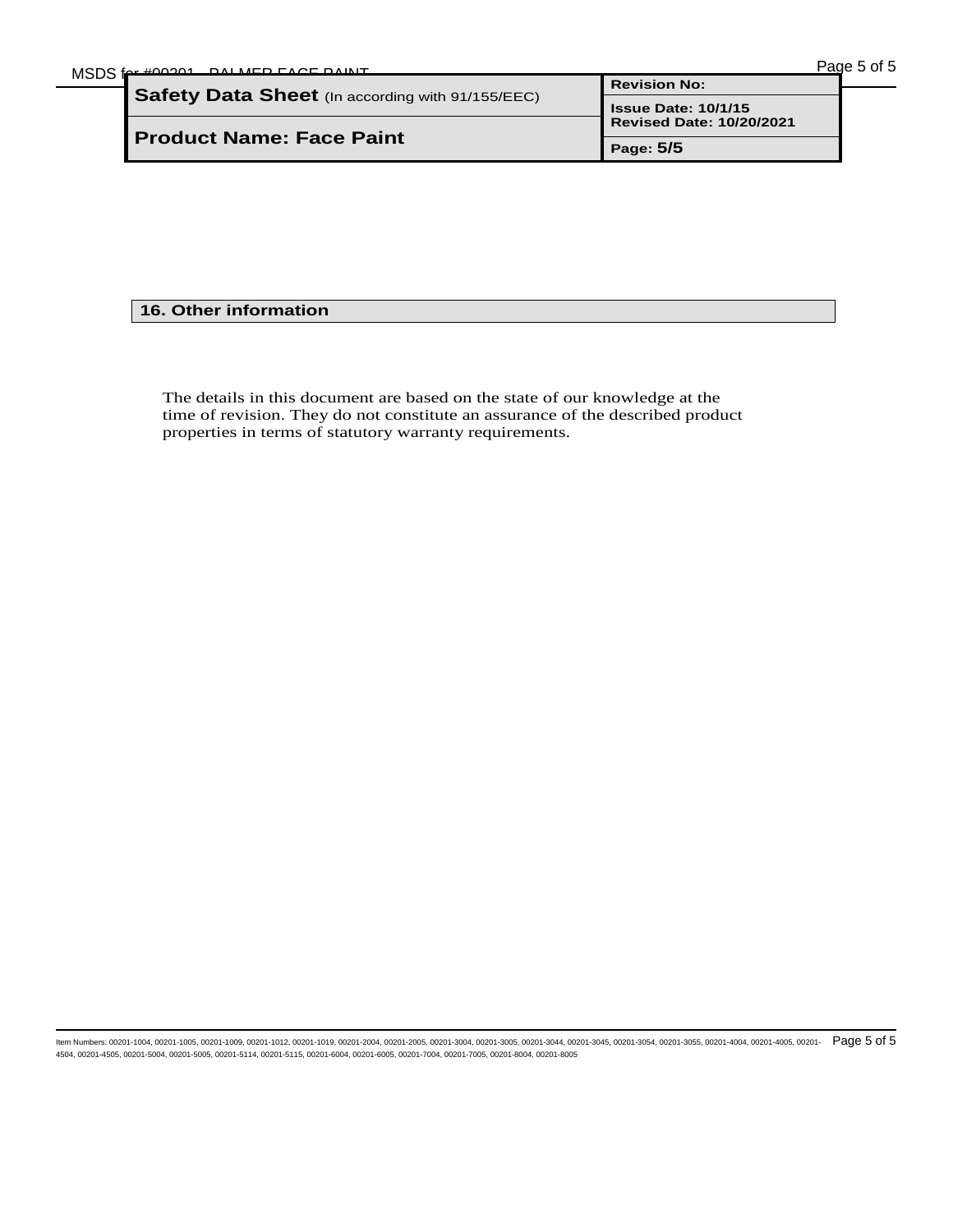## 16. Other information

The details in this document are based on the state of our knowledge at the time of revision. They do not constitute an assurance of the described product properties in terms of statutory warranty requirements.